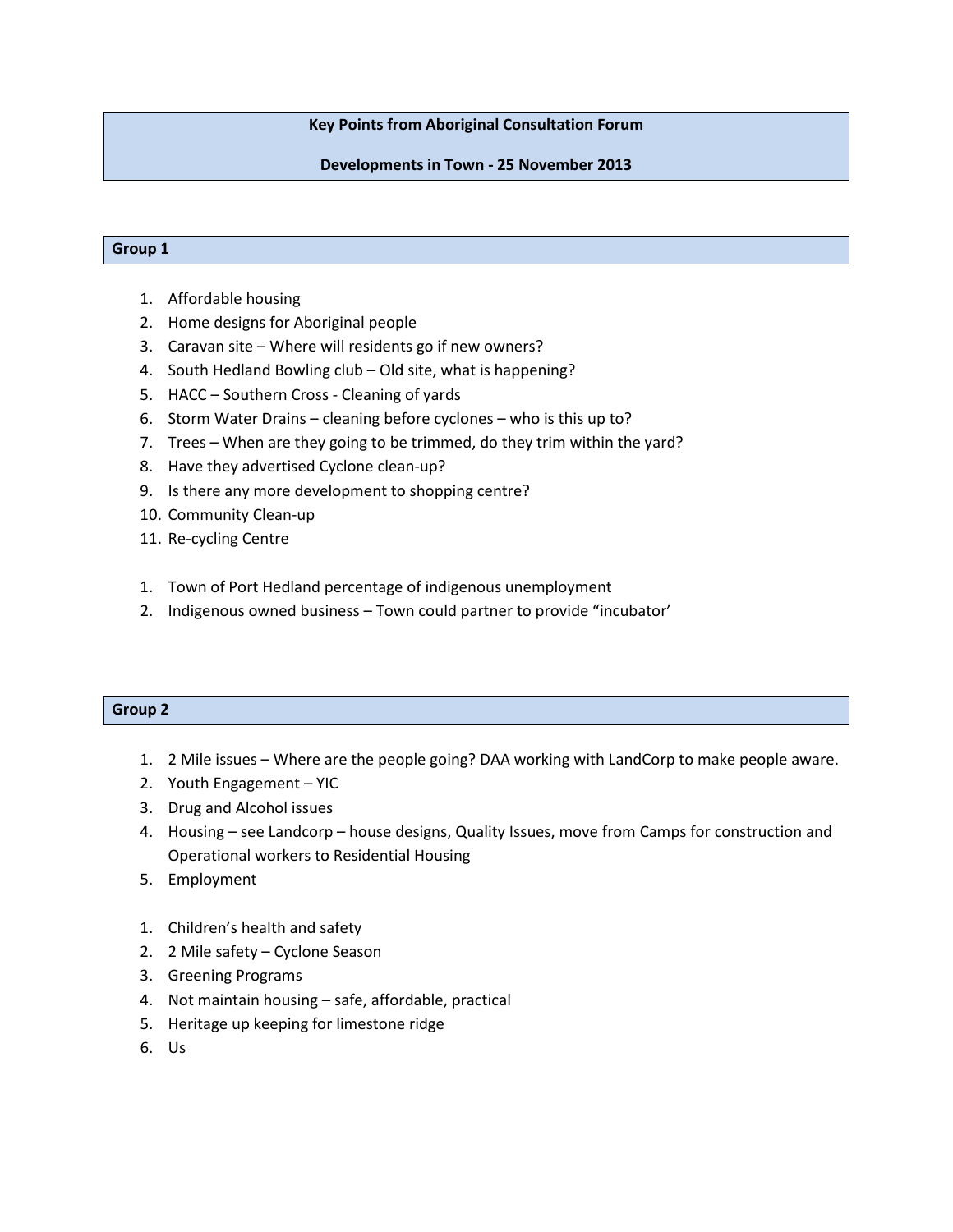# Key Points from Aboriginal Consultation Forum

## Developments in Town - 25 November 2013

### Group 1

1. Affordable housing
2. Home designs for Aboriginal people
3. Caravan site – Where will residents go if new owners?
4. South Hedland Bowling club – Old site, what is happening?
5. HACC – Southern Cross - Cleaning of yards
6. Storm Water Drains – cleaning before cyclones – who is this up to?
7. Trees – When are they going to be trimmed, do they trim within the yard?
8. Have they advertised Cyclone clean-up?
9. Is there any more development to shopping centre?
10. Community Clean-up
11. Re-cycling Centre

1. Town of Port Hedland percentage of indigenous unemployment
2. Indigenous owned business – Town could partner to provide "incubator'

### Group 2

1. 2 Mile issues – Where are the people going? DAA working with LandCorp to make people aware.
2. Youth Engagement – YIC
3. Drug and Alcohol issues
4. Housing – see Landcorp – house designs, Quality Issues, move from Camps for construction and Operational workers to Residential Housing
5. Employment

1. Children's health and safety
2. 2 Mile safety – Cyclone Season
3. Greening Programs
4. Not maintain housing – safe, affordable, practical
5. Heritage up keeping for limestone ridge
6. Us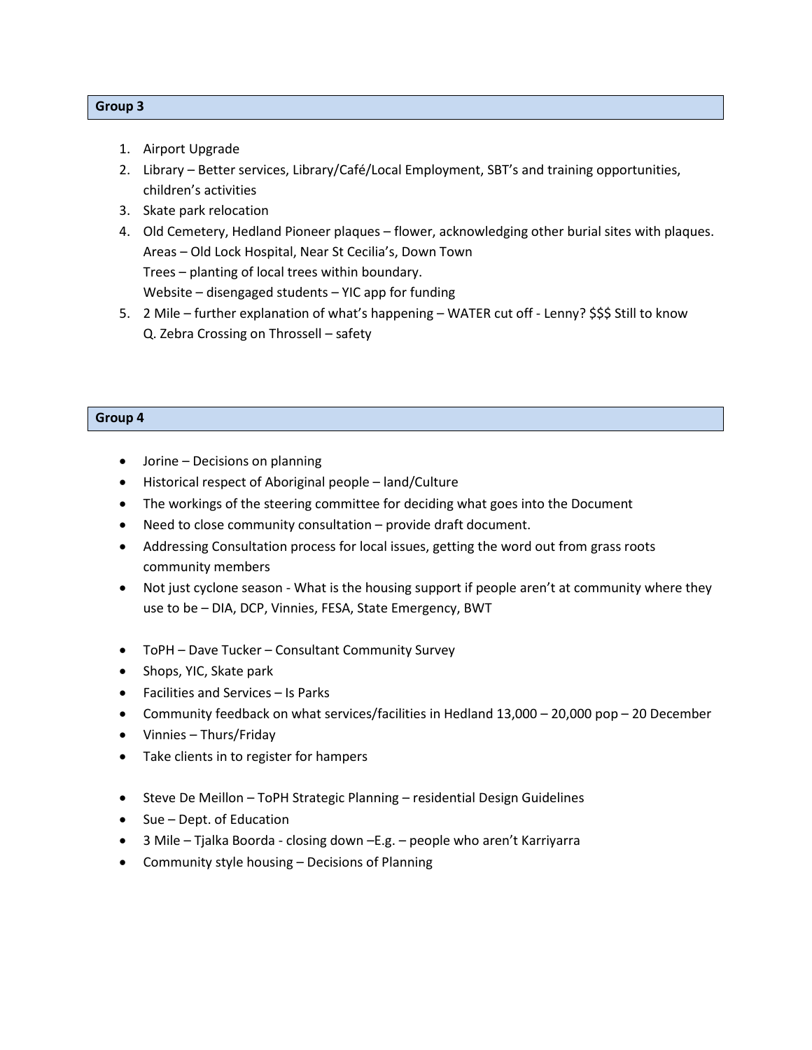## Group 3

1. Airport Upgrade
2. Library – Better services, Library/Café/Local Employment, SBT's and training opportunities, children's activities
3. Skate park relocation
4. Old Cemetery, Hedland Pioneer plaques – flower, acknowledging other burial sites with plaques.
   Areas – Old Lock Hospital, Near St Cecilia's, Down Town
   Trees – planting of local trees within boundary.
   Website – disengaged students – YIC app for funding
5. 2 Mile – further explanation of what's happening – WATER cut off - Lenny? $$$ Still to know
   Q. Zebra Crossing on Throssell – safety

## Group 4

- Jorine – Decisions on planning
- Historical respect of Aboriginal people – land/Culture
- The workings of the steering committee for deciding what goes into the Document
- Need to close community consultation – provide draft document.
- Addressing Consultation process for local issues, getting the word out from grass roots community members
- Not just cyclone season - What is the housing support if people aren't at community where they use to be – DIA, DCP, Vinnies, FESA, State Emergency, BWT

- ToPH – Dave Tucker – Consultant Community Survey
- Shops, YIC, Skate park
- Facilities and Services – Is Parks
- Community feedback on what services/facilities in Hedland 13,000 – 20,000 pop – 20 December
- Vinnies – Thurs/Friday
- Take clients in to register for hampers

- Steve De Meillon – ToPH Strategic Planning – residential Design Guidelines
- Sue – Dept. of Education
- 3 Mile – Tjalka Boorda - closing down –E.g. – people who aren't Karriyarra
- Community style housing – Decisions of Planning